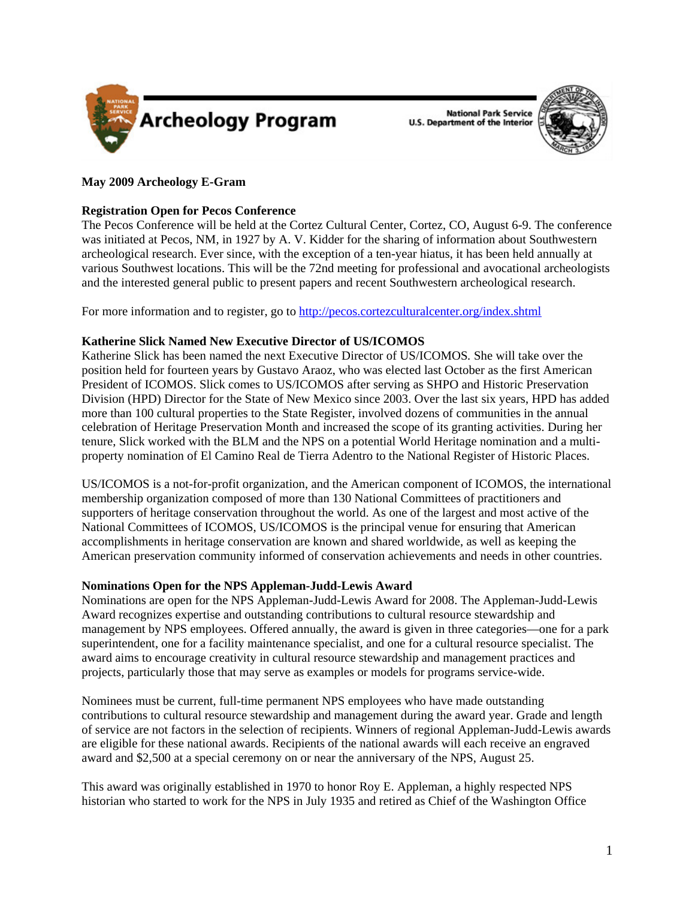Archeology Program

National Park Service
U.S. Department of the Interior

**May 2009 Archeology E-Gram**

**Registration Open for Pecos Conference**

The Pecos Conference will be held at the Cortez Cultural Center, Cortez, CO, August 6-9. The conference was initiated at Pecos, NM, in 1927 by A. V. Kidder for the sharing of information about Southwestern archeological research. Ever since, with the exception of a ten-year hiatus, it has been held annually at various Southwest locations. This will be the 72nd meeting for professional and avocational archeologists and the interested general public to present papers and recent Southwestern archeological research.

For more information and to register, go to [http://pecos.cortezculturalcenter.org/index.shtml](http://pecos.cortezculturalcenter.org/index.shtml)

**Katherine Slick Named New Executive Director of US/ICOMOS**

Katherine Slick has been named the next Executive Director of US/ICOMOS. She will take over the position held for fourteen years by Gustavo Araoz, who was elected last October as the first American President of ICOMOS. Slick comes to US/ICOMOS after serving as SHPO and Historic Preservation Division (HPD) Director for the State of New Mexico since 2003. Over the last six years, HPD has added more than 100 cultural properties to the State Register, involved dozens of communities in the annual celebration of Heritage Preservation Month and increased the scope of its granting activities. During her tenure, Slick worked with the BLM and the NPS on a potential World Heritage nomination and a multi-property nomination of El Camino Real de Tierra Adentro to the National Register of Historic Places.

US/ICOMOS is a not-for-profit organization, and the American component of ICOMOS, the international membership organization composed of more than 130 National Committees of practitioners and supporters of heritage conservation throughout the world. As one of the largest and most active of the National Committees of ICOMOS, US/ICOMOS is the principal venue for ensuring that American accomplishments in heritage conservation are known and shared worldwide, as well as keeping the American preservation community informed of conservation achievements and needs in other countries.

**Nominations Open for the NPS Appleman-Judd-Lewis Award**

Nominations are open for the NPS Appleman-Judd-Lewis Award for 2008. The Appleman-Judd-Lewis Award recognizes expertise and outstanding contributions to cultural resource stewardship and management by NPS employees. Offered annually, the award is given in three categories—one for a park superintendent, one for a facility maintenance specialist, and one for a cultural resource specialist. The award aims to encourage creativity in cultural resource stewardship and management practices and projects, particularly those that may serve as examples or models for programs service-wide.

Nominees must be current, full-time permanent NPS employees who have made outstanding contributions to cultural resource stewardship and management during the award year. Grade and length of service are not factors in the selection of recipients. Winners of regional Appleman-Judd-Lewis awards are eligible for these national awards. Recipients of the national awards will each receive an engraved award and $2,500 at a special ceremony on or near the anniversary of the NPS, August 25.

This award was originally established in 1970 to honor Roy E. Appleman, a highly respected NPS historian who started to work for the NPS in July 1935 and retired as Chief of the Washington Office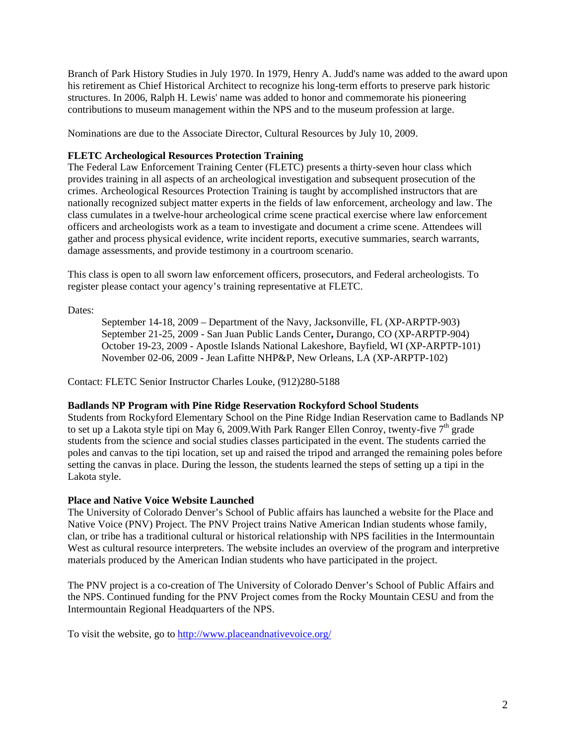Branch of Park History Studies in July 1970. In 1979, Henry A. Judd's name was added to the award upon his retirement as Chief Historical Architect to recognize his long-term efforts to preserve park historic structures. In 2006, Ralph H. Lewis' name was added to honor and commemorate his pioneering contributions to museum management within the NPS and to the museum profession at large.

Nominations are due to the Associate Director, Cultural Resources by July 10, 2009.

**FLETC Archeological Resources Protection Training**

The Federal Law Enforcement Training Center (FLETC) presents a thirty-seven hour class which provides training in all aspects of an archeological investigation and subsequent prosecution of the crimes. Archeological Resources Protection Training is taught by accomplished instructors that are nationally recognized subject matter experts in the fields of law enforcement, archeology and law. The class cumulates in a twelve-hour archeological crime scene practical exercise where law enforcement officers and archeologists work as a team to investigate and document a crime scene. Attendees will gather and process physical evidence, write incident reports, executive summaries, search warrants, damage assessments, and provide testimony in a courtroom scenario.

This class is open to all sworn law enforcement officers, prosecutors, and Federal archeologists. To register please contact your agency's training representative at FLETC.

Dates:

September 14-18, 2009 – Department of the Navy, Jacksonville, FL (XP-ARPTP-903)
September 21-25, 2009 - San Juan Public Lands Center**,** Durango, CO (XP-ARPTP-904)
October 19-23, 2009 - Apostle Islands National Lakeshore, Bayfield, WI (XP-ARPTP-101)
November 02-06, 2009 - Jean Lafitte NHP&P, New Orleans, LA (XP-ARPTP-102)

Contact: FLETC Senior Instructor Charles Louke, (912)280-5188

**Badlands NP Program with Pine Ridge Reservation Rockyford School Students**

Students from Rockyford Elementary School on the Pine Ridge Indian Reservation came to Badlands NP to set up a Lakota style tipi on May 6, 2009.With Park Ranger Ellen Conroy, twenty-five 7th grade students from the science and social studies classes participated in the event. The students carried the poles and canvas to the tipi location, set up and raised the tripod and arranged the remaining poles before setting the canvas in place. During the lesson, the students learned the steps of setting up a tipi in the Lakota style.

**Place and Native Voice Website Launched**

The University of Colorado Denver's School of Public affairs has launched a website for the Place and Native Voice (PNV) Project. The PNV Project trains Native American Indian students whose family, clan, or tribe has a traditional cultural or historical relationship with NPS facilities in the Intermountain West as cultural resource interpreters. The website includes an overview of the program and interpretive materials produced by the American Indian students who have participated in the project.

The PNV project is a co-creation of The University of Colorado Denver's School of Public Affairs and the NPS. Continued funding for the PNV Project comes from the Rocky Mountain CESU and from the Intermountain Regional Headquarters of the NPS.

To visit the website, go to http://www.placeandnativevoice.org/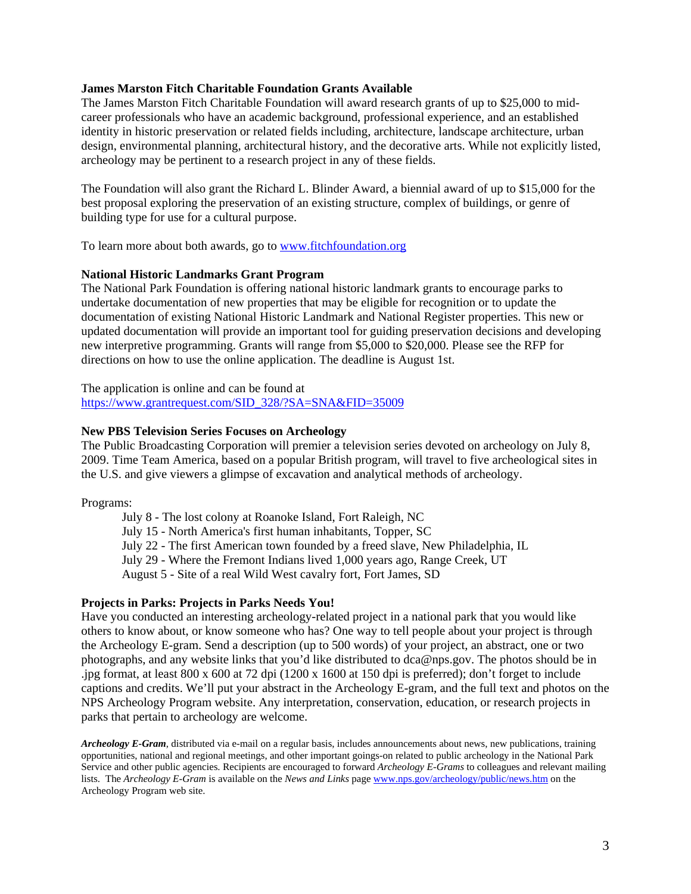### James Marston Fitch Charitable Foundation Grants Available

The James Marston Fitch Charitable Foundation will award research grants of up to $25,000 to mid-career professionals who have an academic background, professional experience, and an established identity in historic preservation or related fields including, architecture, landscape architecture, urban design, environmental planning, architectural history, and the decorative arts. While not explicitly listed, archeology may be pertinent to a research project in any of these fields.

The Foundation will also grant the Richard L. Blinder Award, a biennial award of up to $15,000 for the best proposal exploring the preservation of an existing structure, complex of buildings, or genre of building type for use for a cultural purpose.

To learn more about both awards, go to [www.fitchfoundation.org](http://www.fitchfoundation.org)

### National Historic Landmarks Grant Program

The National Park Foundation is offering national historic landmark grants to encourage parks to undertake documentation of new properties that may be eligible for recognition or to update the documentation of existing National Historic Landmark and National Register properties. This new or updated documentation will provide an important tool for guiding preservation decisions and developing new interpretive programming. Grants will range from $5,000 to $20,000. Please see the RFP for directions on how to use the online application. The deadline is August 1st.

The application is online and can be found at [https://www.grantrequest.com/SID_328/?SA=SNA&FID=35009](https://www.grantrequest.com/SID_328/?SA=SNA&FID=35009)

### New PBS Television Series Focuses on Archeology

The Public Broadcasting Corporation will premier a television series devoted on archeology on July 8, 2009. Time Team America, based on a popular British program, will travel to five archeological sites in the U.S. and give viewers a glimpse of excavation and analytical methods of archeology.

Programs:

- July 8 - The lost colony at Roanoke Island, Fort Raleigh, NC
- July 15 - North America's first human inhabitants, Topper, SC
- July 22 - The first American town founded by a freed slave, New Philadelphia, IL
- July 29 - Where the Fremont Indians lived 1,000 years ago, Range Creek, UT
- August 5 - Site of a real Wild West cavalry fort, Fort James, SD

### Projects in Parks: Projects in Parks Needs You!

Have you conducted an interesting archeology-related project in a national park that you would like others to know about, or know someone who has? One way to tell people about your project is through the Archeology E-gram. Send a description (up to 500 words) of your project, an abstract, one or two photographs, and any website links that you'd like distributed to dca@nps.gov. The photos should be in .jpg format, at least 800 x 600 at 72 dpi (1200 x 1600 at 150 dpi is preferred); don't forget to include captions and credits. We'll put your abstract in the Archeology E-gram, and the full text and photos on the NPS Archeology Program website. Any interpretation, conservation, education, or research projects in parks that pertain to archeology are welcome.

***Archeology E-Gram***, distributed via e-mail on a regular basis, includes announcements about news, new publications, training opportunities, national and regional meetings, and other important goings-on related to public archeology in the National Park Service and other public agencies. Recipients are encouraged to forward *Archeology E-Grams* to colleagues and relevant mailing lists. The *Archeology E-Gram* is available on the *News and Links* page [www.nps.gov/archeology/public/news.htm](http://www.nps.gov/archeology/public/news.htm) on the Archeology Program web site.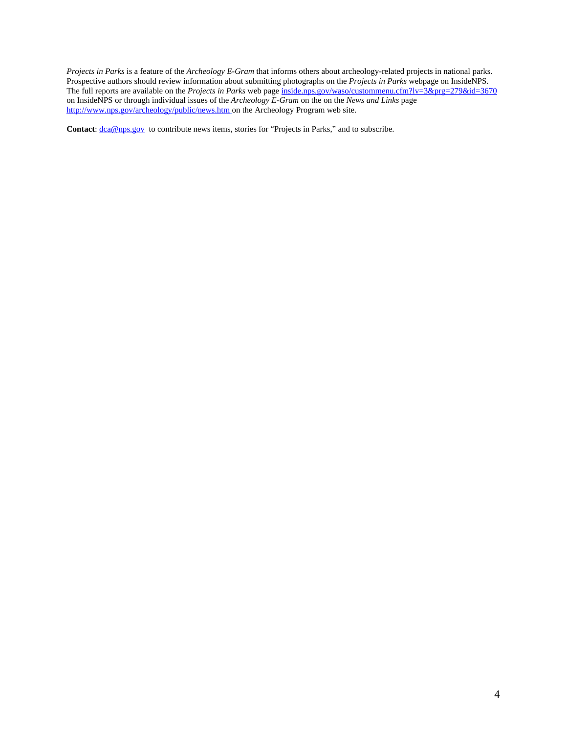*Projects in Parks* is a feature of the *Archeology E-Gram* that informs others about archeology-related projects in national parks. Prospective authors should review information about submitting photographs on the *Projects in Parks* webpage on InsideNPS. The full reports are available on the *Projects in Parks* web page inside.nps.gov/waso/custommenu.cfm?lv=3&prg=279&id=3670 on InsideNPS or through individual issues of the *Archeology E-Gram* on the on the *News and Links* page http://www.nps.gov/archeology/public/news.htm on the Archeology Program web site.

**Contact**: dca@nps.gov to contribute news items, stories for "Projects in Parks," and to subscribe.